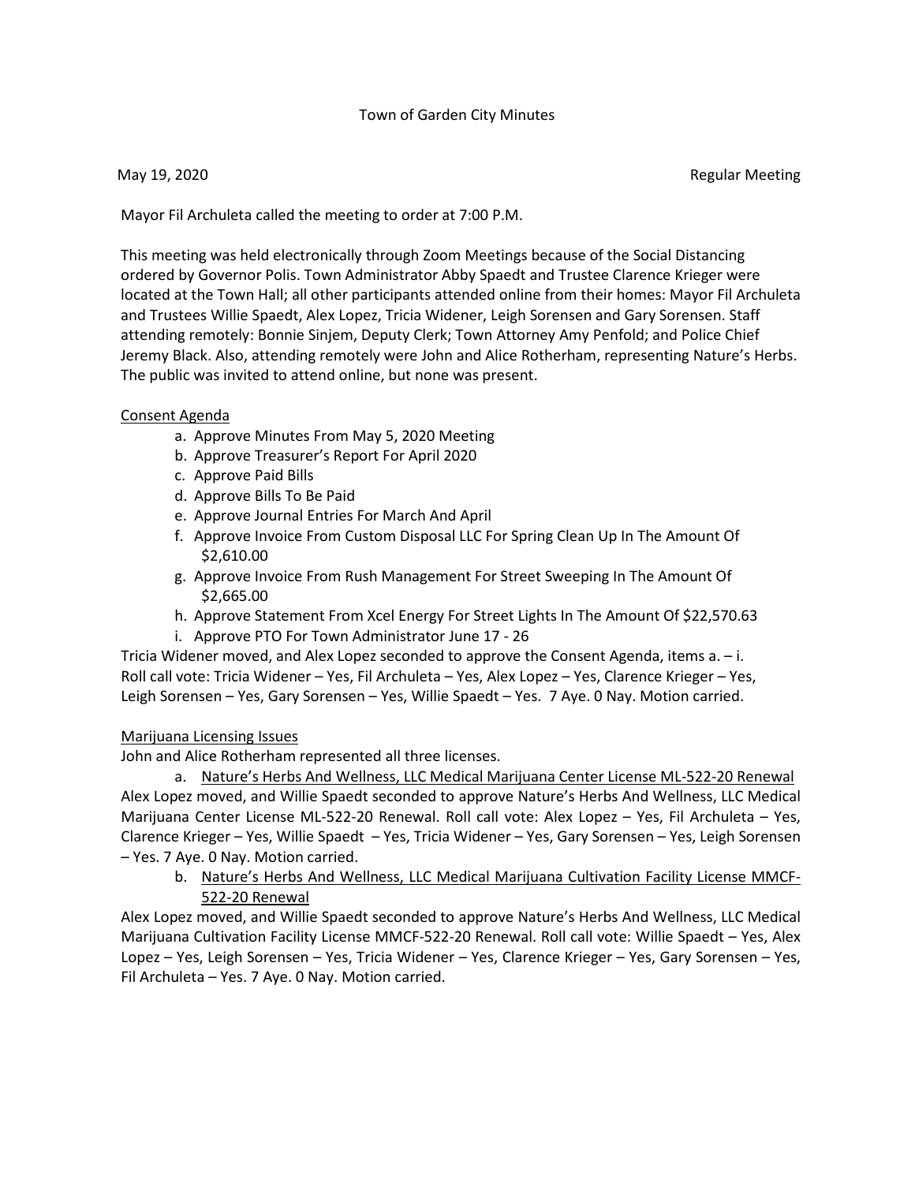Town of Garden City Minutes

May 19, 2020 Regular Meeting

Mayor Fil Archuleta called the meeting to order at 7:00 P.M.

This meeting was held electronically through Zoom Meetings because of the Social Distancing ordered by Governor Polis. Town Administrator Abby Spaedt and Trustee Clarence Krieger were located at the Town Hall; all other participants attended online from their homes: Mayor Fil Archuleta and Trustees Willie Spaedt, Alex Lopez, Tricia Widener, Leigh Sorensen and Gary Sorensen. Staff attending remotely: Bonnie Sinjem, Deputy Clerk; Town Attorney Amy Penfold; and Police Chief Jeremy Black. Also, attending remotely were John and Alice Rotherham, representing Nature's Herbs. The public was invited to attend online, but none was present.

<u>Consent Agenda</u>

a. Approve Minutes From May 5, 2020 Meeting
b. Approve Treasurer's Report For April 2020
c. Approve Paid Bills
d. Approve Bills To Be Paid
e. Approve Journal Entries For March And April
f. Approve Invoice From Custom Disposal LLC For Spring Clean Up In The Amount Of $2,610.00
g. Approve Invoice From Rush Management For Street Sweeping In The Amount Of $2,665.00
h. Approve Statement From Xcel Energy For Street Lights In The Amount Of $22,570.63
i. Approve PTO For Town Administrator June 17 - 26

Tricia Widener moved, and Alex Lopez seconded to approve the Consent Agenda, items a. – i. Roll call vote: Tricia Widener – Yes, Fil Archuleta – Yes, Alex Lopez – Yes, Clarence Krieger – Yes, Leigh Sorensen – Yes, Gary Sorensen – Yes, Willie Spaedt – Yes. 7 Aye. 0 Nay. Motion carried.

<u>Marijuana Licensing Issues</u>

John and Alice Rotherham represented all three licenses.

a. <u>Nature's Herbs And Wellness, LLC Medical Marijuana Center License ML-522-20 Renewal</u>

Alex Lopez moved, and Willie Spaedt seconded to approve Nature's Herbs And Wellness, LLC Medical Marijuana Center License ML-522-20 Renewal. Roll call vote: Alex Lopez – Yes, Fil Archuleta – Yes, Clarence Krieger – Yes, Willie Spaedt – Yes, Tricia Widener – Yes, Gary Sorensen – Yes, Leigh Sorensen – Yes. 7 Aye. 0 Nay. Motion carried.

b. <u>Nature's Herbs And Wellness, LLC Medical Marijuana Cultivation Facility License MMCF-522-20 Renewal</u>

Alex Lopez moved, and Willie Spaedt seconded to approve Nature's Herbs And Wellness, LLC Medical Marijuana Cultivation Facility License MMCF-522-20 Renewal. Roll call vote: Willie Spaedt – Yes, Alex Lopez – Yes, Leigh Sorensen – Yes, Tricia Widener – Yes, Clarence Krieger – Yes, Gary Sorensen – Yes, Fil Archuleta – Yes. 7 Aye. 0 Nay. Motion carried.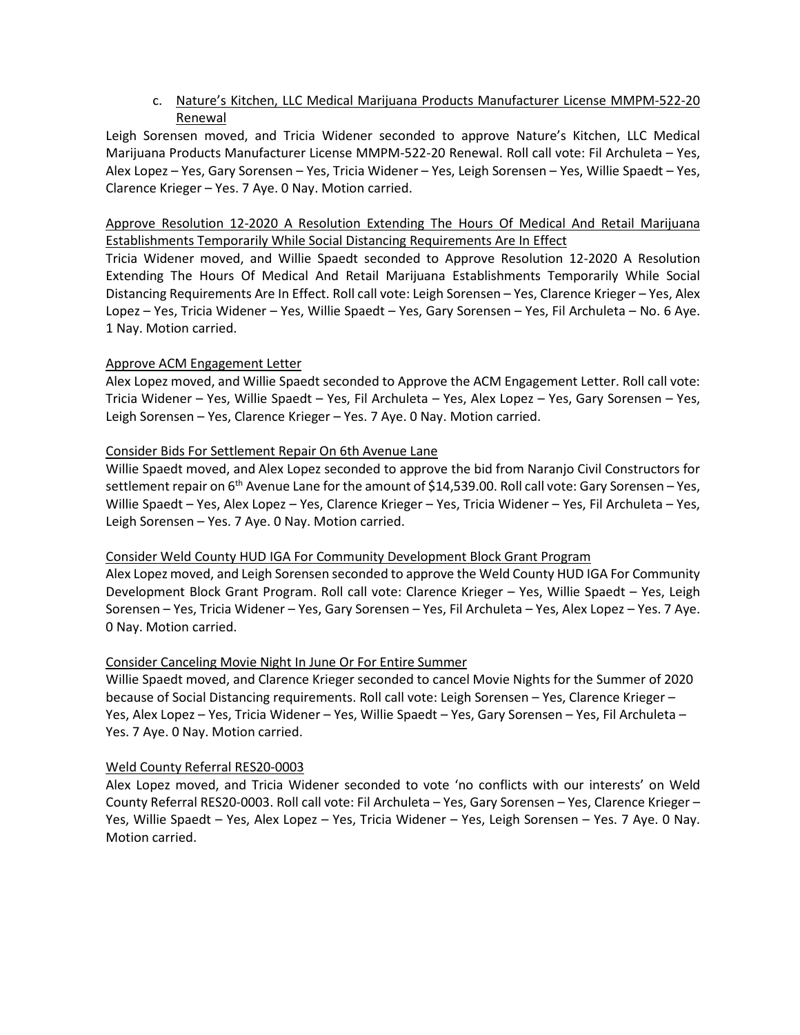c. <u>Nature's Kitchen, LLC Medical Marijuana Products Manufacturer License MMPM-522-20 Renewal</u>

Leigh Sorensen moved, and Tricia Widener seconded to approve Nature's Kitchen, LLC Medical Marijuana Products Manufacturer License MMPM-522-20 Renewal. Roll call vote: Fil Archuleta – Yes, Alex Lopez – Yes, Gary Sorensen – Yes, Tricia Widener – Yes, Leigh Sorensen – Yes, Willie Spaedt – Yes, Clarence Krieger – Yes. 7 Aye. 0 Nay. Motion carried.

<u>Approve Resolution 12-2020 A Resolution Extending The Hours Of Medical And Retail Marijuana Establishments Temporarily While Social Distancing Requirements Are In Effect</u>

Tricia Widener moved, and Willie Spaedt seconded to Approve Resolution 12-2020 A Resolution Extending The Hours Of Medical And Retail Marijuana Establishments Temporarily While Social Distancing Requirements Are In Effect. Roll call vote: Leigh Sorensen – Yes, Clarence Krieger – Yes, Alex Lopez – Yes, Tricia Widener – Yes, Willie Spaedt – Yes, Gary Sorensen – Yes, Fil Archuleta – No. 6 Aye. 1 Nay. Motion carried.

<u>Approve ACM Engagement Letter</u>

Alex Lopez moved, and Willie Spaedt seconded to Approve the ACM Engagement Letter. Roll call vote: Tricia Widener – Yes, Willie Spaedt – Yes, Fil Archuleta – Yes, Alex Lopez – Yes, Gary Sorensen – Yes, Leigh Sorensen – Yes, Clarence Krieger – Yes. 7 Aye. 0 Nay. Motion carried.

<u>Consider Bids For Settlement Repair On 6th Avenue Lane</u>

Willie Spaedt moved, and Alex Lopez seconded to approve the bid from Naranjo Civil Constructors for settlement repair on 6th Avenue Lane for the amount of $14,539.00. Roll call vote: Gary Sorensen – Yes, Willie Spaedt – Yes, Alex Lopez – Yes, Clarence Krieger – Yes, Tricia Widener – Yes, Fil Archuleta – Yes, Leigh Sorensen – Yes. 7 Aye. 0 Nay. Motion carried.

<u>Consider Weld County HUD IGA For Community Development Block Grant Program</u>

Alex Lopez moved, and Leigh Sorensen seconded to approve the Weld County HUD IGA For Community Development Block Grant Program. Roll call vote: Clarence Krieger – Yes, Willie Spaedt – Yes, Leigh Sorensen – Yes, Tricia Widener – Yes, Gary Sorensen – Yes, Fil Archuleta – Yes, Alex Lopez – Yes. 7 Aye. 0 Nay. Motion carried.

<u>Consider Canceling Movie Night In June Or For Entire Summer</u>

Willie Spaedt moved, and Clarence Krieger seconded to cancel Movie Nights for the Summer of 2020 because of Social Distancing requirements. Roll call vote: Leigh Sorensen – Yes, Clarence Krieger – Yes, Alex Lopez – Yes, Tricia Widener – Yes, Willie Spaedt – Yes, Gary Sorensen – Yes, Fil Archuleta – Yes. 7 Aye. 0 Nay. Motion carried.

<u>Weld County Referral RES20-0003</u>

Alex Lopez moved, and Tricia Widener seconded to vote 'no conflicts with our interests' on Weld County Referral RES20-0003. Roll call vote: Fil Archuleta – Yes, Gary Sorensen – Yes, Clarence Krieger – Yes, Willie Spaedt – Yes, Alex Lopez – Yes, Tricia Widener – Yes, Leigh Sorensen – Yes. 7 Aye. 0 Nay. Motion carried.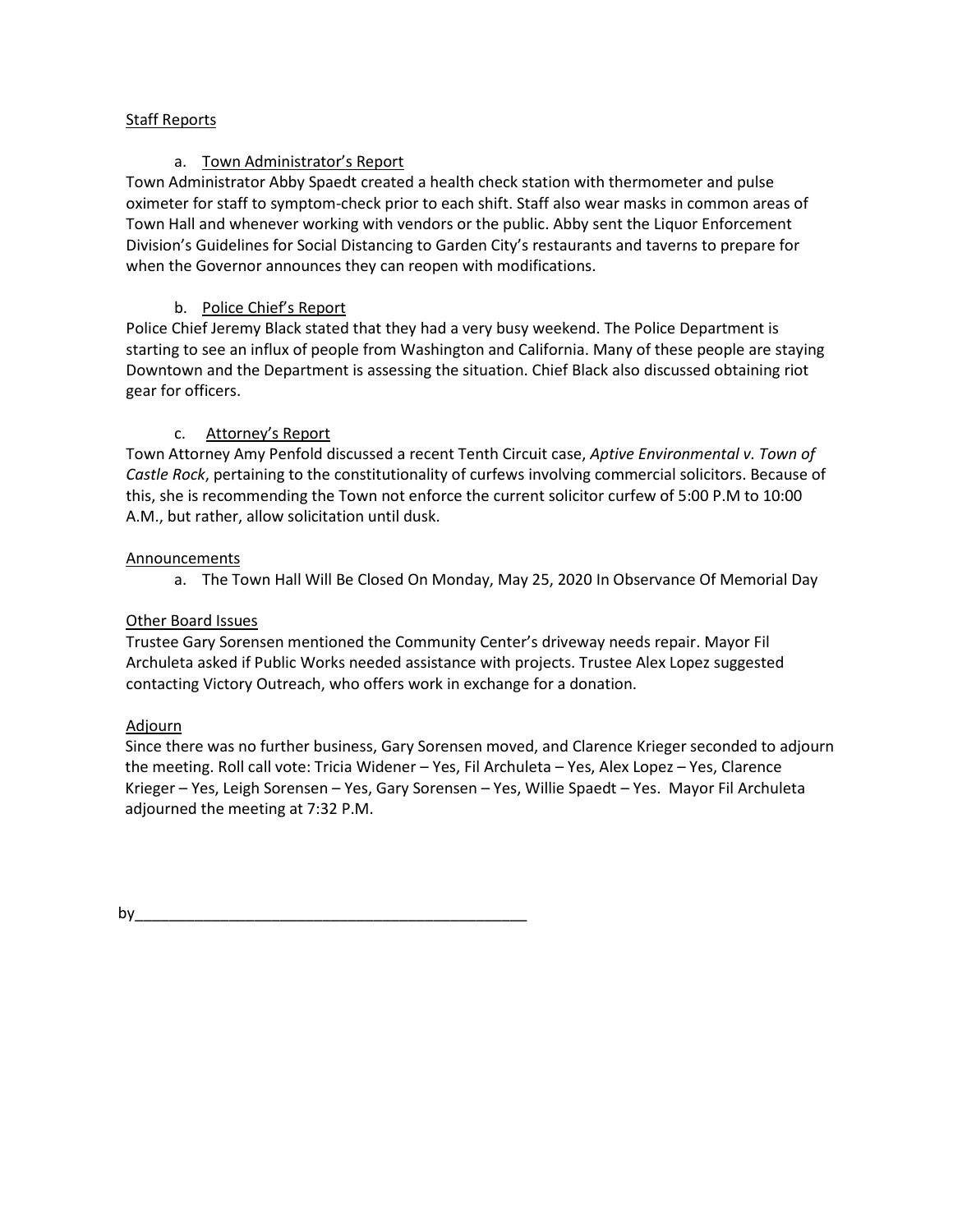<u>Staff Reports</u>

a. <u>Town Administrator's Report</u>

Town Administrator Abby Spaedt created a health check station with thermometer and pulse oximeter for staff to symptom-check prior to each shift. Staff also wear masks in common areas of Town Hall and whenever working with vendors or the public. Abby sent the Liquor Enforcement Division's Guidelines for Social Distancing to Garden City's restaurants and taverns to prepare for when the Governor announces they can reopen with modifications.

b. <u>Police Chief's Report</u>

Police Chief Jeremy Black stated that they had a very busy weekend. The Police Department is starting to see an influx of people from Washington and California. Many of these people are staying Downtown and the Department is assessing the situation. Chief Black also discussed obtaining riot gear for officers.

c. <u>Attorney's Report</u>

Town Attorney Amy Penfold discussed a recent Tenth Circuit case, *Aptive Environmental v. Town of Castle Rock*, pertaining to the constitutionality of curfews involving commercial solicitors. Because of this, she is recommending the Town not enforce the current solicitor curfew of 5:00 P.M to 10:00 A.M., but rather, allow solicitation until dusk.

<u>Announcements</u>

a. The Town Hall Will Be Closed On Monday, May 25, 2020 In Observance Of Memorial Day

<u>Other Board Issues</u>

Trustee Gary Sorensen mentioned the Community Center's driveway needs repair. Mayor Fil Archuleta asked if Public Works needed assistance with projects. Trustee Alex Lopez suggested contacting Victory Outreach, who offers work in exchange for a donation.

<u>Adjourn</u>

Since there was no further business, Gary Sorensen moved, and Clarence Krieger seconded to adjourn the meeting. Roll call vote: Tricia Widener – Yes, Fil Archuleta – Yes, Alex Lopez – Yes, Clarence Krieger – Yes, Leigh Sorensen – Yes, Gary Sorensen – Yes, Willie Spaedt – Yes. Mayor Fil Archuleta adjourned the meeting at 7:32 P.M.

by_______________________________________________